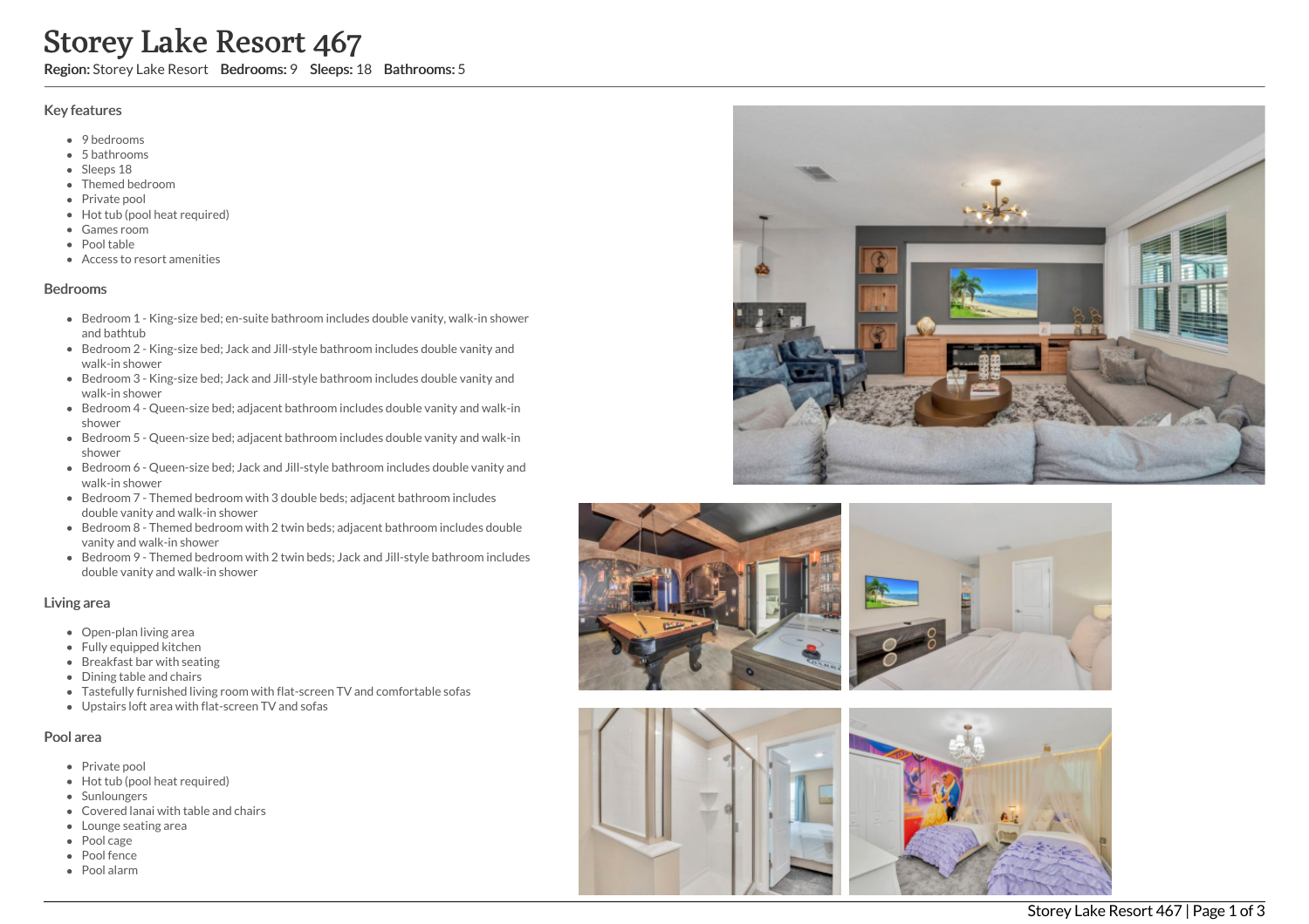# Storey Lake Resort 467

**Region:** Storey Lake Resort **Bedrooms:** 9 **Sleeps:** 18 **Bathrooms:** 5

## Key features

- 9 bedrooms
- 5 bathrooms
- Sleeps 18
- Themed bedroom
- Private pool
- Hot tub (pool heat required)
- Games room
- Pool table
- Access to resort amenities

## Bedrooms

- Bedroom 1 - King-size bed; en-suite bathroom includes double vanity, walk-in shower and bathtub
- Bedroom 2 - King-size bed; Jack and Jill-style bathroom includes double vanity and walk-in shower
- Bedroom 3 - King-size bed; Jack and Jill-style bathroom includes double vanity and walk-in shower
- Bedroom 4 - Queen-size bed; adjacent bathroom includes double vanity and walk-in shower
- Bedroom 5 - Queen-size bed; adjacent bathroom includes double vanity and walk-in shower
- Bedroom 6 - Queen-size bed; Jack and Jill-style bathroom includes double vanity and walk-in shower
- Bedroom 7 - Themed bedroom with 3 double beds; adjacent bathroom includes double vanity and walk-in shower
- Bedroom 8 - Themed bedroom with 2 twin beds; adjacent bathroom includes double vanity and walk-in shower
- Bedroom 9 - Themed bedroom with 2 twin beds; Jack and Jill-style bathroom includes double vanity and walk-in shower

## Living area

- Open-plan living area
- Fully equipped kitchen
- Breakfast bar with seating
- Dining table and chairs
- Tastefully furnished living room with flat-screen TV and comfortable sofas
- Upstairs loft area with flat-screen TV and sofas

## Pool area

- Private pool
- Hot tub (pool heat required)
- Sunloungers
- Covered lanai with table and chairs
- Lounge seating area
- Pool cage
- Pool fence
- Pool alarm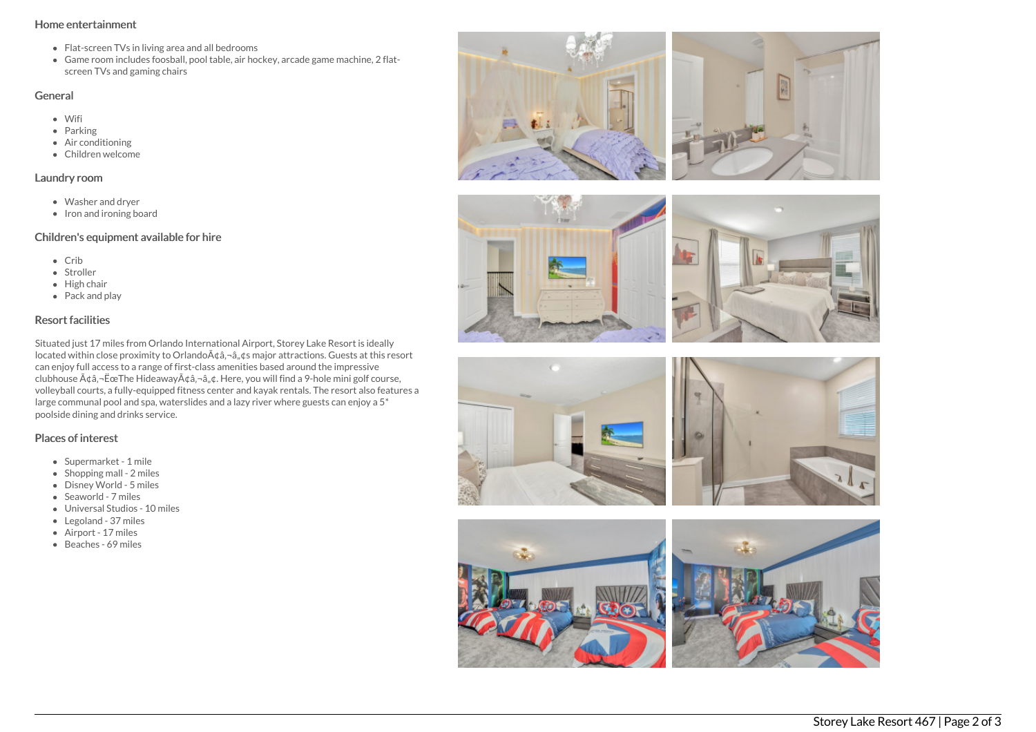## Home entertainment

- Flat-screen TVs in living area and all bedrooms
- Game room includes foosball, pool table, air hockey, arcade game machine, 2 flat-screen TVs and gaming chairs

## General

- Wifi
- Parking
- Air conditioning
- Children welcome

## Laundry room

- Washer and dryer
- Iron and ironing board

## Children's equipment available for hire

- Crib
- Stroller
- High chair
- Pack and play

## Resort facilities

Situated just 17 miles from Orlando International Airport, Storey Lake Resort is ideally located within close proximity to OrlandoÃ¢â‚¬â„¢s major attractions. Guests at this resort can enjoy full access to a range of first-class amenities based around the impressive clubhouse Ã¢â‚¬ËœThe HideawayÃ¢â‚¬â„¢. Here, you will find a 9-hole mini golf course, volleyball courts, a fully-equipped fitness center and kayak rentals. The resort also features a large communal pool and spa, waterslides and a lazy river where guests can enjoy a 5* poolside dining and drinks service.

## Places of interest

- Supermarket - 1 mile
- Shopping mall - 2 miles
- Disney World - 5 miles
- Seaworld - 7 miles
- Universal Studios - 10 miles
- Legoland - 37 miles
- Airport - 17 miles
- Beaches - 69 miles